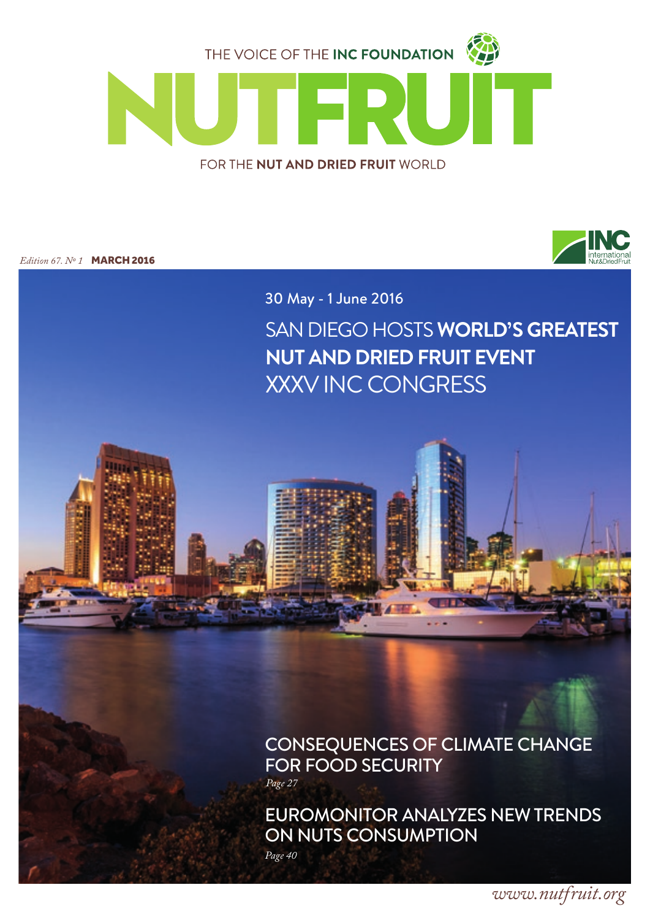THE VOICE OF THE **INC FOUNDATION**

# NUTFRUIT

FOR THE **NUT AND DRIED FRUIT** WORLD

*Edition 67. Nº 1* **MARCH 2016**

INC International Nut&Dried Fruit

30 May - 1 June 2016

## SAN DIEGO HOSTS **WORLD'S GREATEST NUT AND DRIED FRUIT EVENT** XXXV INC CONGRESS

## CONSEQUENCES OF CLIMATE CHANGE FOR FOOD SECURITY

*Page 27*

## EUROMONITOR ANALYZES NEW TRENDS ON NUTS CONSUMPTION

*Page 40*

*www.nutfruit.org*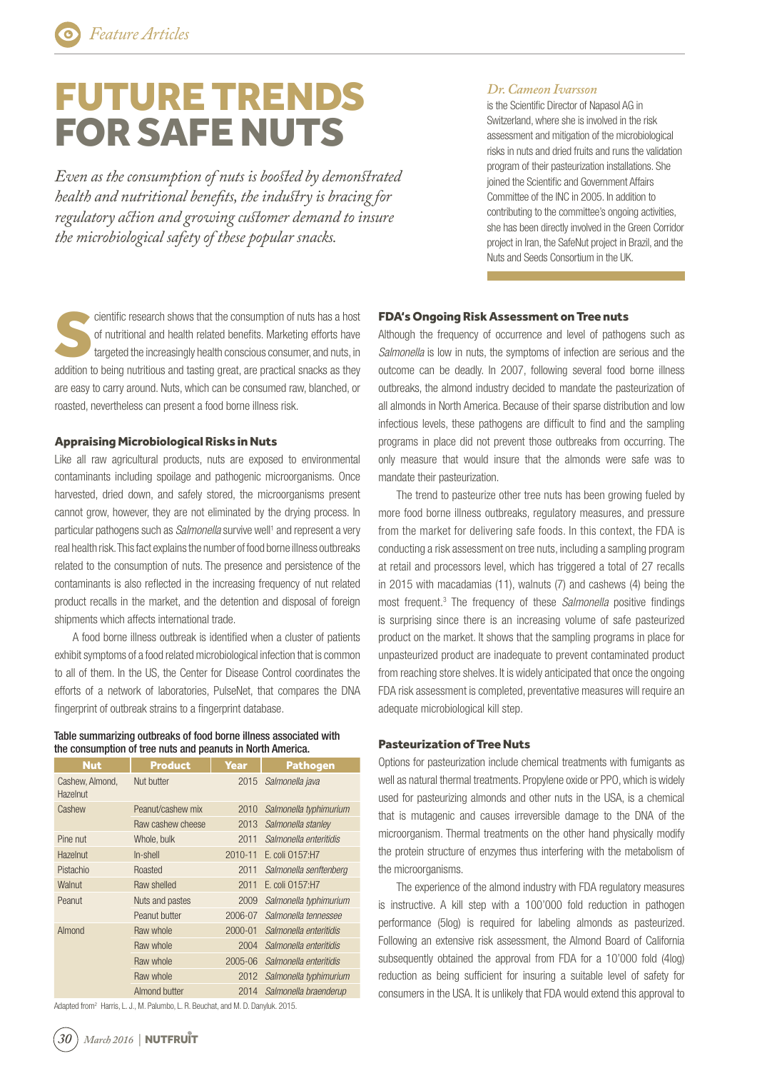# FUTURE TRENDS FOR SAFE NUTS

*Even as the consumption of nuts is boosted by demonstrated health and nutritional benefits, the industry is bracing for regulatory action and growing customer demand to insure the microbiological safety of these popular snacks.*

*Dr. Cameon Ivarsson*

is the Scientific Director of Napasol AG in Switzerland, where she is involved in the risk assessment and mitigation of the microbiological risks in nuts and dried fruits and runs the validation program of their pasteurization installations. She joined the Scientific and Government Affairs Committee of the INC in 2005. In addition to contributing to the committee's ongoing activities, she has been directly involved in the Green Corridor project in Iran, the SafeNut project in Brazil, and the Nuts and Seeds Consortium in the UK.

Scientific research shows that the consumption of nuts has a host of nutritional and health related benefits. Marketing efforts have targeted the increasingly health conscious consumer, and nuts, in addition to being nutritious and tasting great, are practical snacks as they are easy to carry around. Nuts, which can be consumed raw, blanched, or roasted, nevertheless can present a food borne illness risk.

### Appraising Microbiological Risks in Nuts

Like all raw agricultural products, nuts are exposed to environmental contaminants including spoilage and pathogenic microorganisms. Once harvested, dried down, and safely stored, the microorganisms present cannot grow, however, they are not eliminated by the drying process. In particular pathogens such as *Salmonella* survive well[1] and represent a very real health risk. This fact explains the number of food borne illness outbreaks related to the consumption of nuts. The presence and persistence of the contaminants is also reflected in the increasing frequency of nut related product recalls in the market, and the detention and disposal of foreign shipments which affects international trade.

A food borne illness outbreak is identified when a cluster of patients exhibit symptoms of a food related microbiological infection that is common to all of them. In the US, the Center for Disease Control coordinates the efforts of a network of laboratories, PulseNet, that compares the DNA fingerprint of outbreak strains to a fingerprint database.

**Table summarizing outbreaks of food borne illness associated with the consumption of tree nuts and peanuts in North America.**

| Nut | Product | Year | Pathogen |
|---|---|---|---|
| Cashew, Almond, Hazelnut | Nut butter | 2015 | *Salmonella java* |
| Cashew | Peanut/cashew mix | 2010 | *Salmonella typhimurium* |
| | Raw cashew cheese | 2013 | *Salmonella stanley* |
| Pine nut | Whole, bulk | 2011 | *Salmonella enteritidis* |
| Hazelnut | In-shell | 2010-11 | E. coli O157:H7 |
| Pistachio | Roasted | 2011 | *Salmonella senftenberg* |
| Walnut | Raw shelled | 2011 | E. coli O157:H7 |
| Peanut | Nuts and pastes | 2009 | *Salmonella typhimurium* |
| | Peanut butter | 2006-07 | *Salmonella tennessee* |
| Almond | Raw whole | 2000-01 | *Salmonella enteritidis* |
| | Raw whole | 2004 | *Salmonella enteritidis* |
| | Raw whole | 2005-06 | *Salmonella enteritidis* |
| | Raw whole | 2012 | *Salmonella typhimurium* |
| | Almond butter | 2014 | *Salmonella braenderup* |

Adapted from[2] Harris, L. J., M. Palumbo, L. R. Beuchat, and M. D. Danyluk. 2015.

### FDA's Ongoing Risk Assessment on Tree nuts

Although the frequency of occurrence and level of pathogens such as *Salmonella* is low in nuts, the symptoms of infection are serious and the outcome can be deadly. In 2007, following several food borne illness outbreaks, the almond industry decided to mandate the pasteurization of all almonds in North America. Because of their sparse distribution and low infectious levels, these pathogens are difficult to find and the sampling programs in place did not prevent those outbreaks from occurring. The only measure that would insure that the almonds were safe was to mandate their pasteurization.

The trend to pasteurize other tree nuts has been growing fueled by more food borne illness outbreaks, regulatory measures, and pressure from the market for delivering safe foods. In this context, the FDA is conducting a risk assessment on tree nuts, including a sampling program at retail and processors level, which has triggered a total of 27 recalls in 2015 with macadamias (11), walnuts (7) and cashews (4) being the most frequent.[3] The frequency of these *Salmonella* positive findings is surprising since there is an increasing volume of safe pasteurized product on the market. It shows that the sampling programs in place for unpasteurized product are inadequate to prevent contaminated product from reaching store shelves. It is widely anticipated that once the ongoing FDA risk assessment is completed, preventative measures will require an adequate microbiological kill step.

### Pasteurization of Tree Nuts

Options for pasteurization include chemical treatments with fumigants as well as natural thermal treatments. Propylene oxide or PPO, which is widely used for pasteurizing almonds and other nuts in the USA, is a chemical that is mutagenic and causes irreversible damage to the DNA of the microorganism. Thermal treatments on the other hand physically modify the protein structure of enzymes thus interfering with the metabolism of the microorganisms.

The experience of the almond industry with FDA regulatory measures is instructive. A kill step with a 100'000 fold reduction in pathogen performance (5log) is required for labeling almonds as pasteurized. Following an extensive risk assessment, the Almond Board of California subsequently obtained the approval from FDA for a 10'000 fold (4log) reduction as being sufficient for insuring a suitable level of safety for consumers in the USA. It is unlikely that FDA would extend this approval to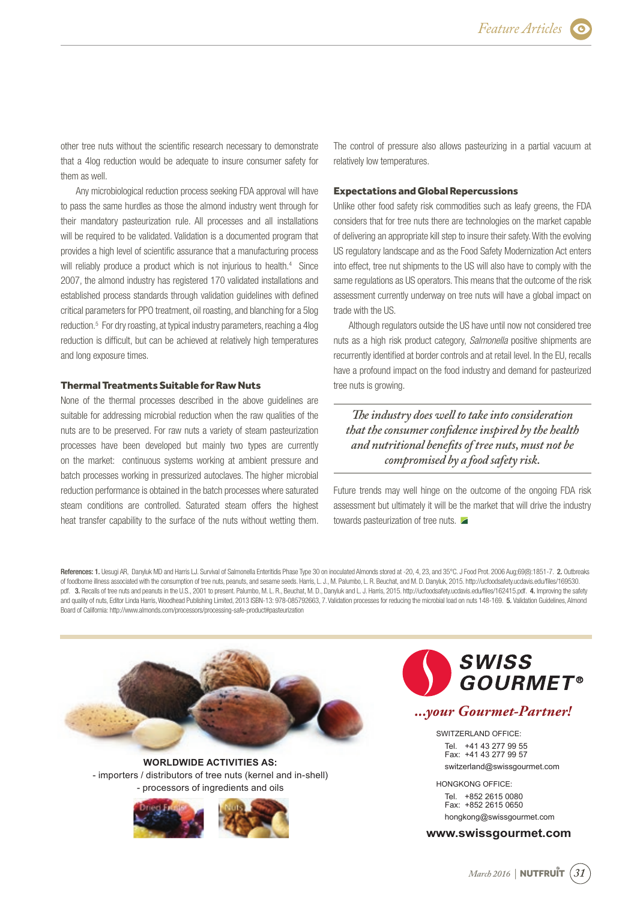other tree nuts without the scientific research necessary to demonstrate that a 4log reduction would be adequate to insure consumer safety for them as well.

Any microbiological reduction process seeking FDA approval will have to pass the same hurdles as those the almond industry went through for their mandatory pasteurization rule. All processes and all installations will be required to be validated. Validation is a documented program that provides a high level of scientific assurance that a manufacturing process will reliably produce a product which is not injurious to health.[4] Since 2007, the almond industry has registered 170 validated installations and established process standards through validation guidelines with defined critical parameters for PPO treatment, oil roasting, and blanching for a 5log reduction.[5] For dry roasting, at typical industry parameters, reaching a 4log reduction is difficult, but can be achieved at relatively high temperatures and long exposure times.

### Thermal Treatments Suitable for Raw Nuts

None of the thermal processes described in the above guidelines are suitable for addressing microbial reduction when the raw qualities of the nuts are to be preserved. For raw nuts a variety of steam pasteurization processes have been developed but mainly two types are currently on the market: continuous systems working at ambient pressure and batch processes working in pressurized autoclaves. The higher microbial reduction performance is obtained in the batch processes where saturated steam conditions are controlled. Saturated steam offers the highest heat transfer capability to the surface of the nuts without wetting them. The control of pressure also allows pasteurizing in a partial vacuum at relatively low temperatures.

### Expectations and Global Repercussions

Unlike other food safety risk commodities such as leafy greens, the FDA considers that for tree nuts there are technologies on the market capable of delivering an appropriate kill step to insure their safety. With the evolving US regulatory landscape and as the Food Safety Modernization Act enters into effect, tree nut shipments to the US will also have to comply with the same regulations as US operators. This means that the outcome of the risk assessment currently underway on tree nuts will have a global impact on trade with the US.

Although regulators outside the US have until now not considered tree nuts as a high risk product category, *Salmonella* positive shipments are recurrently identified at border controls and at retail level. In the EU, recalls have a profound impact on the food industry and demand for pasteurized tree nuts is growing.

> *The industry does well to take into consideration that the consumer confidence inspired by the health and nutritional benefits of tree nuts, must not be compromised by a food safety risk.*

Future trends may well hinge on the outcome of the ongoing FDA risk assessment but ultimately it will be the market that will drive the industry towards pasteurization of tree nuts.

**References: 1.** Uesugi AR, Danyluk MD and Harris LJ. Survival of Salmonella Enteritidis Phase Type 30 on inoculated Almonds stored at -20, 4, 23, and 35°C. J Food Prot. 2006 Aug;69(8):1851-7. **2.** Outbreaks of foodborne illness associated with the consumption of tree nuts, peanuts, and sesame seeds. Harris, L. J., M. Palumbo, L. R. Beuchat, and M. D. Danyluk, 2015. http://ucfoodsafety.ucdavis.edu/files/169530.pdf. **3.** Recalls of tree nuts and peanuts in the U.S., 2001 to present. Palumbo, M. L. R., Beuchat, M. D., Danyluk and L. J. Harris, 2015. http://ucfoodsafety.ucdavis.edu/files/162415.pdf. **4.** Improving the safety and quality of nuts, Editor Linda Harris, Woodhead Publishing Limited, 2013 ISBN-13: 978-085792663, 7. Validation processes for reducing the microbial load on nuts 148-169. **5.** Validation Guidelines, Almond Board of California: http://www.almonds.com/processors/processing-safe-product#pasteurization

**WORLDWIDE ACTIVITIES AS:**
- importers / distributors of tree nuts (kernel and in-shell)
- processors of ingredients and oils

Dried Fruits

Nuts

**SWISS GOURMET®**

*...your Gourmet-Partner!*

SWITZERLAND OFFICE:
Tel. +41 43 277 99 55
Fax: +41 43 277 99 57
switzerland@swissgourmet.com

HONGKONG OFFICE:
Tel. +852 2615 0080
Fax: +852 2615 0650
hongkong@swissgourmet.com

**www.swissgourmet.com**